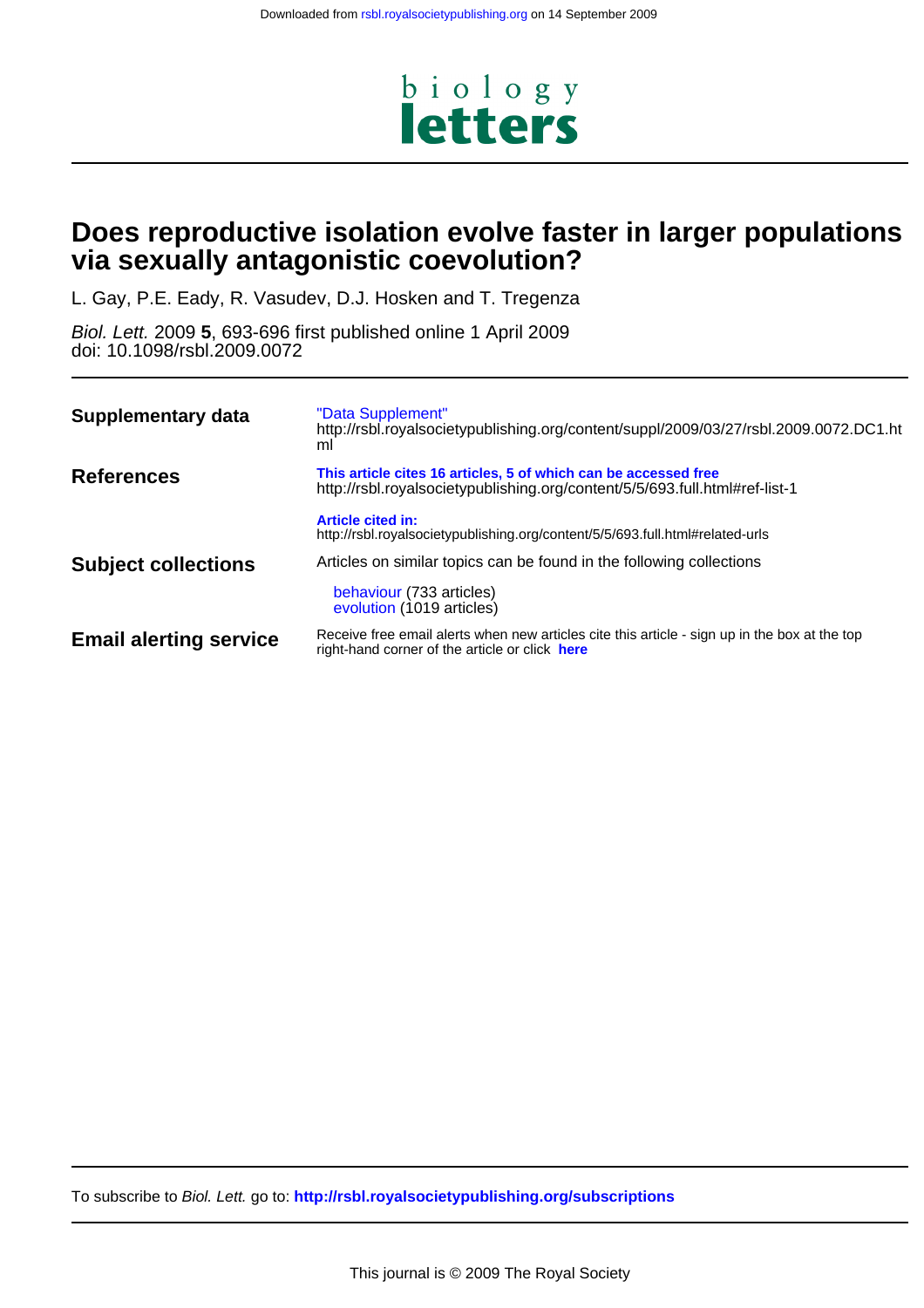Downloaded from rsbl.royalsocietypublishing.org on 14 September 2009

biology
letters

# Does reproductive isolation evolve faster in larger populations via sexually antagonistic coevolution?

L. Gay, P.E. Eady, R. Vasudev, D.J. Hosken and T. Tregenza

*Biol. Lett.* 2009 **5**, 693-696 first published online 1 April 2009
doi: 10.1098/rsbl.2009.0072

| | |
|---|---|
| **Supplementary data** | "Data Supplement" http://rsbl.royalsocietypublishing.org/content/suppl/2009/03/27/rsbl.2009.0072.DC1.html |
| **References** | **This article cites 16 articles, 5 of which can be accessed free** http://rsbl.royalsocietypublishing.org/content/5/5/693.full.html#ref-list-1 |
| | **Article cited in:** http://rsbl.royalsocietypublishing.org/content/5/5/693.full.html#related-urls |
| **Subject collections** | Articles on similar topics can be found in the following collections: behaviour (733 articles), evolution (1019 articles) |
| **Email alerting service** | Receive free email alerts when new articles cite this article - sign up in the box at the top right-hand corner of the article or click **here** |

To subscribe to *Biol. Lett.* go to: **http://rsbl.royalsocietypublishing.org/subscriptions**

This journal is © 2009 The Royal Society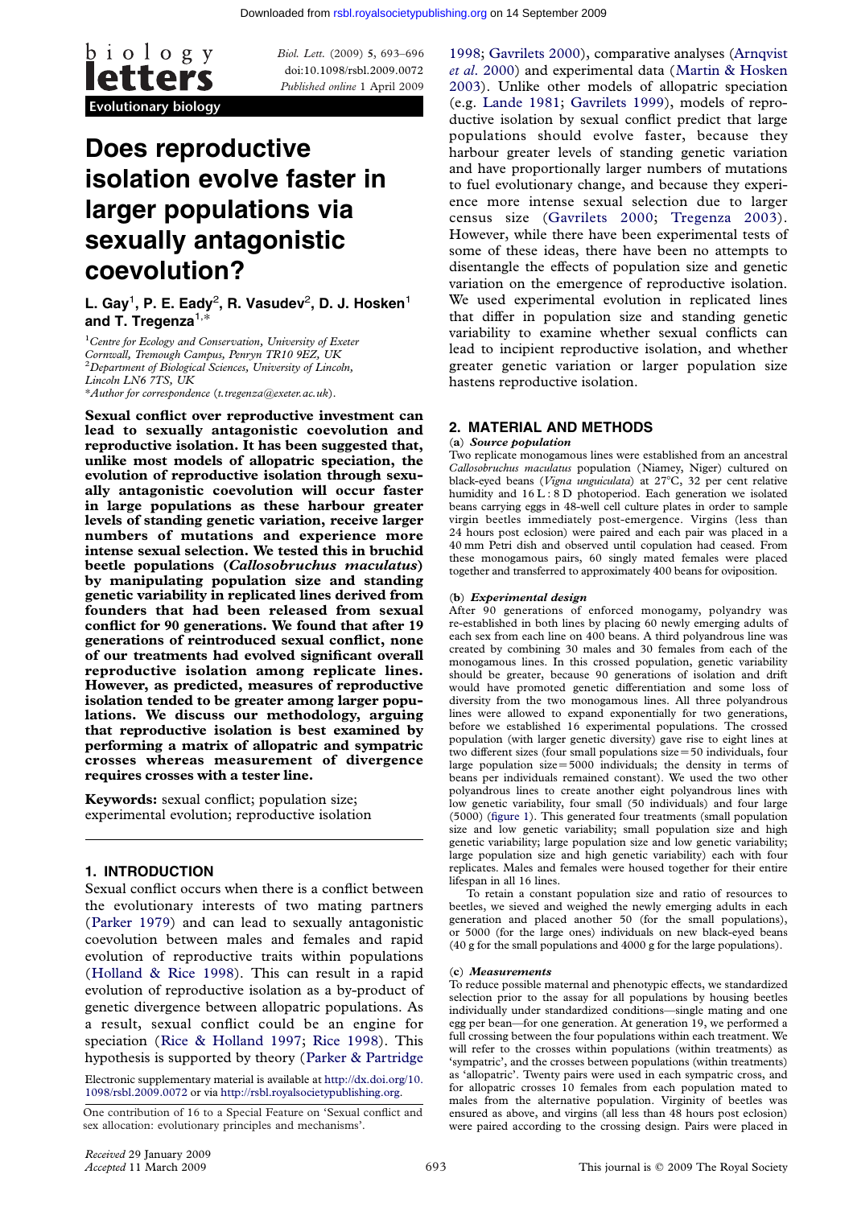# Does reproductive isolation evolve faster in larger populations via sexually antagonistic coevolution?

**L. Gay**[1], **P. E. Eady**[2], **R. Vasudev**[2], **D. J. Hosken**[1] **and T. Tregenza**[1,*]

[1]*Centre for Ecology and Conservation, University of Exeter Cornwall, Tremough Campus, Penryn TR10 9EZ, UK*
[2]*Department of Biological Sciences, University of Lincoln, Lincoln LN6 7TS, UK*
*\*Author for correspondence (t.tregenza@exeter.ac.uk).*

**Sexual conflict over reproductive investment can lead to sexually antagonistic coevolution and reproductive isolation. It has been suggested that, unlike most models of allopatric speciation, the evolution of reproductive isolation through sexually antagonistic coevolution will occur faster in large populations as these harbour greater levels of standing genetic variation, receive larger numbers of mutations and experience more intense sexual selection. We tested this in bruchid beetle populations (*Callosobruchus maculatus*) by manipulating population size and standing genetic variability in replicated lines derived from founders that had been released from sexual conflict for 90 generations. We found that after 19 generations of reintroduced sexual conflict, none of our treatments had evolved significant overall reproductive isolation among replicate lines. However, as predicted, measures of reproductive isolation tended to be greater among larger populations. We discuss our methodology, arguing that reproductive isolation is best examined by performing a matrix of allopatric and sympatric crosses whereas measurement of divergence requires crosses with a tester line.**

**Keywords:** sexual conflict; population size; experimental evolution; reproductive isolation

## 1. INTRODUCTION

Sexual conflict occurs when there is a conflict between the evolutionary interests of two mating partners (Parker 1979) and can lead to sexually antagonistic coevolution between males and females and rapid evolution of reproductive traits within populations (Holland & Rice 1998). This can result in a rapid evolution of reproductive isolation as a by-product of genetic divergence between allopatric populations. As a result, sexual conflict could be an engine for speciation (Rice & Holland 1997; Rice 1998). This hypothesis is supported by theory (Parker & Partridge 1998; Gavrilets 2000), comparative analyses (Arnqvist *et al.* 2000) and experimental data (Martin & Hosken 2003). Unlike other models of allopatric speciation (e.g. Lande 1981; Gavrilets 1999), models of reproductive isolation by sexual conflict predict that large populations should evolve faster, because they harbour greater levels of standing genetic variation and have proportionally larger numbers of mutations to fuel evolutionary change, and because they experience more intense sexual selection due to larger census size (Gavrilets 2000; Tregenza 2003). However, while there have been experimental tests of some of these ideas, there have been no attempts to disentangle the effects of population size and genetic variation on the emergence of reproductive isolation. We used experimental evolution in replicated lines that differ in population size and standing genetic variability to examine whether sexual conflicts can lead to incipient reproductive isolation, and whether greater genetic variation or larger population size hastens reproductive isolation.

Electronic supplementary material is available at http://dx.doi.org/10.1098/rsbl.2009.0072 or via http://rsbl.royalsocietypublishing.org.

One contribution of 16 to a Special Feature on 'Sexual conflict and sex allocation: evolutionary principles and mechanisms'.

*Received* 29 January 2009
*Accepted* 11 March 2009

## 2. MATERIAL AND METHODS

### (a) *Source population*

Two replicate monogamous lines were established from an ancestral *Callosobruchus maculatus* population (Niamey, Niger) cultured on black-eyed beans (*Vigna unguiculata*) at 27°C, 32 per cent relative humidity and 16 L : 8 D photoperiod. Each generation we isolated beans carrying eggs in 48-well cell culture plates in order to sample virgin beetles immediately post-emergence. Virgins (less than 24 hours post eclosion) were paired and each pair was placed in a 40 mm Petri dish and observed until copulation had ceased. From these monogamous pairs, 60 singly mated females were placed together and transferred to approximately 400 beans for oviposition.

### (b) *Experimental design*

After 90 generations of enforced monogamy, polyandry was re-established in both lines by placing 60 newly emerging adults of each sex from each line on 400 beans. A third polyandrous line was created by combining 30 males and 30 females from each of the monogamous lines. In this crossed population, genetic variability should be greater, because 90 generations of isolation and drift would have promoted genetic differentiation and some loss of diversity from the two monogamous lines. All three polyandrous lines were allowed to expand exponentially for two generations, before we established 16 experimental populations. The crossed population (with larger genetic diversity) gave rise to eight lines at two different sizes (four small population size = 50 individuals, four large population size = 5000 individuals; the density in terms of beans per individuals remained constant). We used the two other polyandrous lines to create another eight polyandrous lines with low genetic variability, four small (50 individuals) and four large (5000) (figure 1). This generated four treatments (small population size and low genetic variability; small population size and high genetic variability; large population size and low genetic variability; large population size and high genetic variability) each with four replicates. Males and females were housed together for their entire lifespan in all 16 lines.

To retain a constant population size and ratio of resources to beetles, we sieved and weighed the newly emerging adults in each generation and placed another 50 (for the small populations), or 5000 (for the large ones) individuals on new black-eyed beans (40 g for the small populations and 4000 g for the large populations).

### (c) *Measurements*

To reduce possible maternal and phenotypic effects, we standardized selection prior to the assay for all populations by housing beetles individually under standardized conditions—single mating and one egg per bean—for one generation. At generation 19, we performed a full crossing between the four populations within each treatment. We will refer to the crosses within populations (within treatments) as 'sympatric', and the crosses between populations (within treatments) as 'allopatric'. Twenty pairs were used in each sympatric cross, and for allopatric crosses 10 females from each population mated to males from the alternative population. Virginity of beetles was ensured as above, and virgins (all less than 48 hours post eclosion) were paired according to the crossing design. Pairs were placed in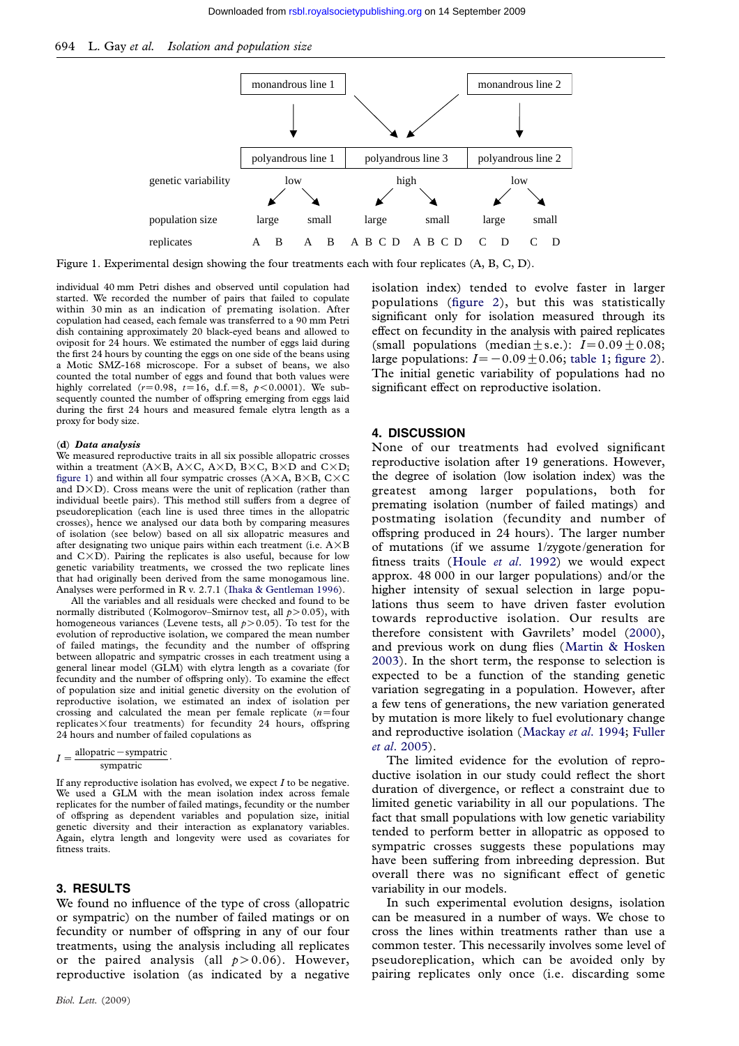| | monandrous line 1 | | monandrous line 2 |
|---|---|---|---|
| | polyandrous line 1 | polyandrous line 3 | polyandrous line 2 |
| genetic variability | low | high | low |
| population size | large / small | large / small | large / small |
| replicates | A B / A B | A B C D / A B C D | C D / C D |

Figure 1. Experimental design showing the four treatments each with four replicates (A, B, C, D).

individual 40 mm Petri dishes and observed until copulation had started. We recorded the number of pairs that failed to copulate within 30 min as an indication of premating isolation. After copulation had ceased, each female was transferred to a 90 mm Petri dish containing approximately 20 black-eyed beans and allowed to oviposit for 24 hours. We estimated the number of eggs laid during the first 24 hours by counting the eggs on one side of the beans using a Motic SMZ-168 microscope. For a subset of beans, we also counted the total number of eggs and found that both values were highly correlated ($r=0.98$, $t=16$, d.f.$=8$, $p<0.0001$). We subsequently counted the number of offspring emerging from eggs laid during the first 24 hours and measured female elytra length as a proxy for body size.

### (d) *Data analysis*

We measured reproductive traits in all six possible allopatric crosses within a treatment (A×B, A×C, A×D, B×C, B×D and C×D; figure 1) and within all four sympatric crosses (A×A, B×B, C×C and D×D). Cross means were the unit of replication (rather than individual beetle pairs). This method still suffers from a degree of pseudoreplication (each line is used three times in the allopatric crosses), hence we analysed our data both by comparing measures of isolation (see below) based on all six allopatric measures and after designating two unique pairs within each treatment (i.e. A×B and C×D). Pairing the replicates is also useful, because for low genetic variability treatments, we crossed the two replicate lines that had originally been derived from the same monogamous line. Analyses were performed in R v. 2.7.1 (Ihaka & Gentleman 1996).

All the variables and all residuals were checked and found to be normally distributed (Kolmogorov–Smirnov test, all $p>0.05$), with homogeneous variances (Levene tests, all $p>0.05$). To test for the evolution of reproductive isolation, we compared the mean number of failed matings, the fecundity and the number of offspring between allopatric and sympatric crosses in each treatment using a general linear model (GLM) with elytra length as a covariate (for fecundity and the number of offspring only). To examine the effect of population size and initial genetic diversity on the evolution of reproductive isolation, we estimated an index of isolation per crossing and calculated the mean per female replicate ($n=$four replicates×four treatments) for fecundity 24 hours, offspring 24 hours and number of failed copulations as

$$I = \frac{\text{allopatric} - \text{sympatric}}{\text{sympatric}}.$$

If any reproductive isolation has evolved, we expect $I$ to be negative. We used a GLM with the mean isolation index across female replicates for the number of failed matings, fecundity or the number of offspring as dependent variables and population size, initial genetic diversity and their interaction as explanatory variables. Again, elytra length and longevity were used as covariates for fitness traits.

## 3. RESULTS

We found no influence of the type of cross (allopatric or sympatric) on the number of failed matings or on fecundity or number of offspring in any of our four treatments, using the analysis including all replicates or the paired analysis (all $p>0.06$). However, reproductive isolation (as indicated by a negative isolation index) tended to evolve faster in larger populations (figure 2), but this was statistically significant only for isolation measured through its effect on fecundity in the analysis with paired replicates (small populations (median±s.e.): $I=0.09\pm0.08$; large populations: $I=-0.09\pm0.06$; table 1; figure 2). The initial genetic variability of populations had no significant effect on reproductive isolation.

## 4. DISCUSSION

None of our treatments had evolved significant reproductive isolation after 19 generations. However, the degree of isolation (low isolation index) was the greatest among larger populations, both for premating isolation (number of failed matings) and postmating isolation (fecundity and number of offspring produced in 24 hours). The larger number of mutations (if we assume 1/zygote/generation for fitness traits (Houle *et al*. 1992) we would expect approx. 48 000 in our larger populations) and/or the higher intensity of sexual selection in large populations thus seem to have driven faster evolution towards reproductive isolation. Our results are therefore consistent with Gavrilets' model (2000), and previous work on dung flies (Martin & Hosken 2003). In the short term, the response to selection is expected to be a function of the standing genetic variation segregating in a population. However, after a few tens of generations, the new variation generated by mutation is more likely to fuel evolutionary change and reproductive isolation (Mackay *et al*. 1994; Fuller *et al*. 2005).

The limited evidence for the evolution of reproductive isolation in our study could reflect the short duration of divergence, or reflect a constraint due to limited genetic variability in all our populations. The fact that small populations with low genetic variability tended to perform better in allopatric as opposed to sympatric crosses suggests these populations may have been suffering from inbreeding depression. But overall there was no significant effect of genetic variability in our models.

In such experimental evolution designs, isolation can be measured in a number of ways. We chose to cross the lines within treatments rather than use a common tester. This necessarily involves some level of pseudoreplication, which can be avoided only by pairing replicates only once (i.e. discarding some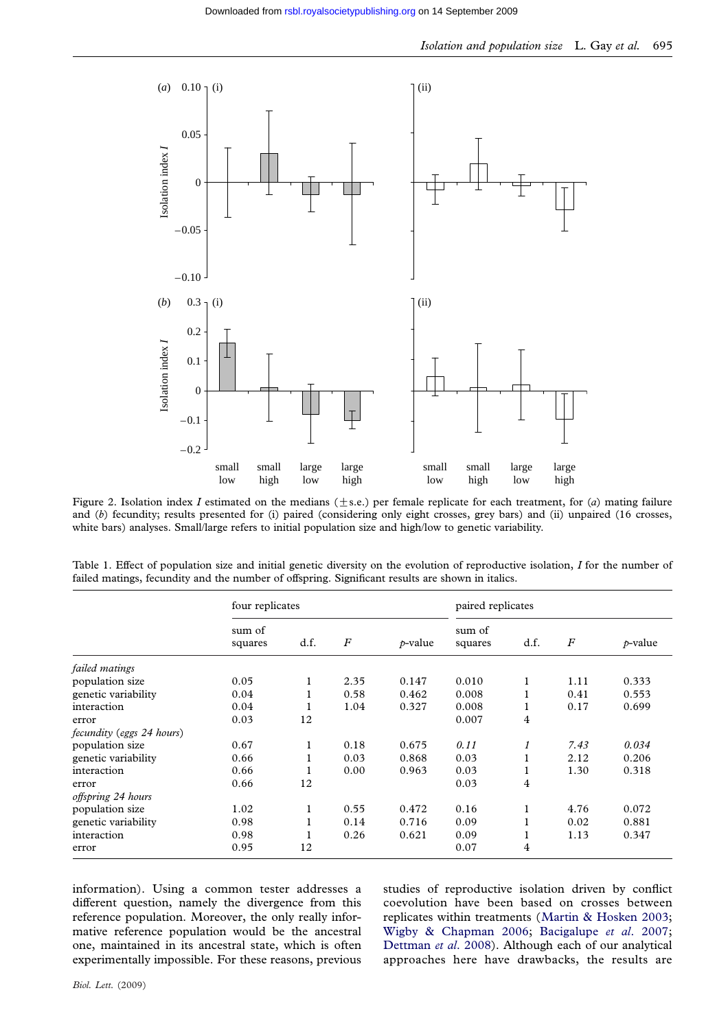Figure 2. Isolation index $I$ estimated on the medians (±s.e.) per female replicate for each treatment, for (*a*) mating failure and (*b*) fecundity; results presented for (i) paired (considering only eight crosses, grey bars) and (ii) unpaired (16 crosses, white bars) analyses. Small/large refers to initial population size and high/low to genetic variability.

Table 1. Effect of population size and initial genetic diversity on the evolution of reproductive isolation, $I$ for the number of failed matings, fecundity and the number of offspring. Significant results are shown in italics.

| | four replicates | | | | paired replicates | | | |
|---|---|---|---|---|---|---|---|---|
| | sum of squares | d.f. | $F$ | $p$-value | sum of squares | d.f. | $F$ | $p$-value |
| *failed matings* | | | | | | | | |
| population size | 0.05 | 1 | 2.35 | 0.147 | 0.010 | 1 | 1.11 | 0.333 |
| genetic variability | 0.04 | 1 | 0.58 | 0.462 | 0.008 | 1 | 0.41 | 0.553 |
| interaction | 0.04 | 1 | 1.04 | 0.327 | 0.008 | 1 | 0.17 | 0.699 |
| error | 0.03 | 12 | | | 0.007 | 4 | | |
| *fecundity (eggs 24 hours)* | | | | | | | | |
| population size | 0.67 | 1 | 0.18 | 0.675 | *0.11* | *1* | *7.43* | *0.034* |
| genetic variability | 0.66 | 1 | 0.03 | 0.868 | 0.03 | 1 | 2.12 | 0.206 |
| interaction | 0.66 | 1 | 0.00 | 0.963 | 0.03 | 1 | 1.30 | 0.318 |
| error | 0.66 | 12 | | | 0.03 | 4 | | |
| *offspring 24 hours* | | | | | | | | |
| population size | 1.02 | 1 | 0.55 | 0.472 | 0.16 | 1 | 4.76 | 0.072 |
| genetic variability | 0.98 | 1 | 0.14 | 0.716 | 0.09 | 1 | 0.02 | 0.881 |
| interaction | 0.98 | 1 | 0.26 | 0.621 | 0.09 | 1 | 1.13 | 0.347 |
| error | 0.95 | 12 | | | 0.07 | 4 | | |

information). Using a common tester addresses a different question, namely the divergence from this reference population. Moreover, the only really informative reference population would be the ancestral one, maintained in its ancestral state, which is often experimentally impossible. For these reasons, previous studies of reproductive isolation driven by conflict coevolution have been based on crosses between replicates within treatments (Martin & Hosken 2003; Wigby & Chapman 2006; Bacigalupe *et al.* 2007; Dettman *et al.* 2008). Although each of our analytical approaches here have drawbacks, the results are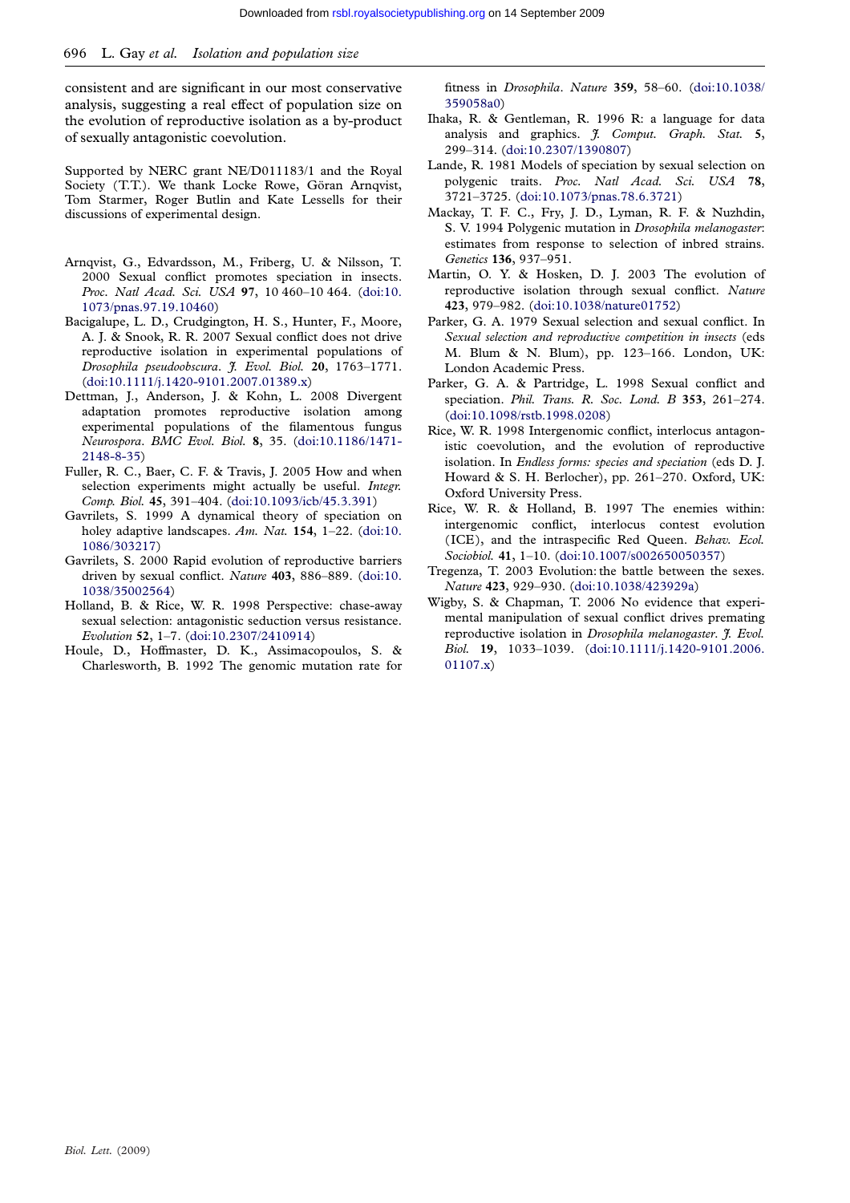consistent and are significant in our most conservative analysis, suggesting a real effect of population size on the evolution of reproductive isolation as a by-product of sexually antagonistic coevolution.

Supported by NERC grant NE/D011183/1 and the Royal Society (T.T.). We thank Locke Rowe, Göran Arnqvist, Tom Starmer, Roger Butlin and Kate Lessells for their discussions of experimental design.

- Arnqvist, G., Edvardsson, M., Friberg, U. & Nilsson, T. 2000 Sexual conflict promotes speciation in insects. *Proc. Natl Acad. Sci. USA* **97**, 10 460–10 464. (doi:10.1073/pnas.97.19.10460)
- Bacigalupe, L. D., Crudgington, H. S., Hunter, F., Moore, A. J. & Snook, R. R. 2007 Sexual conflict does not drive reproductive isolation in experimental populations of *Drosophila pseudoobscura*. *J. Evol. Biol.* **20**, 1763–1771. (doi:10.1111/j.1420-9101.2007.01389.x)
- Dettman, J., Anderson, J. & Kohn, L. 2008 Divergent adaptation promotes reproductive isolation among experimental populations of the filamentous fungus *Neurospora*. *BMC Evol. Biol.* **8**, 35. (doi:10.1186/1471-2148-8-35)
- Fuller, R. C., Baer, C. F. & Travis, J. 2005 How and when selection experiments might actually be useful. *Integr. Comp. Biol.* **45**, 391–404. (doi:10.1093/icb/45.3.391)
- Gavrilets, S. 1999 A dynamical theory of speciation on holey adaptive landscapes. *Am. Nat.* **154**, 1–22. (doi:10.1086/303217)
- Gavrilets, S. 2000 Rapid evolution of reproductive barriers driven by sexual conflict. *Nature* **403**, 886–889. (doi:10.1038/35002564)
- Holland, B. & Rice, W. R. 1998 Perspective: chase-away sexual selection: antagonistic seduction versus resistance. *Evolution* **52**, 1–7. (doi:10.2307/2410914)
- Houle, D., Hoffmaster, D. K., Assimacopoulos, S. & Charlesworth, B. 1992 The genomic mutation rate for fitness in *Drosophila*. *Nature* **359**, 58–60. (doi:10.1038/359058a0)
- Ihaka, R. & Gentleman, R. 1996 R: a language for data analysis and graphics. *J. Comput. Graph. Stat.* **5**, 299–314. (doi:10.2307/1390807)
- Lande, R. 1981 Models of speciation by sexual selection on polygenic traits. *Proc. Natl Acad. Sci. USA* **78**, 3721–3725. (doi:10.1073/pnas.78.6.3721)
- Mackay, T. F. C., Fry, J. D., Lyman, R. F. & Nuzhdin, S. V. 1994 Polygenic mutation in *Drosophila melanogaster*: estimates from response to selection of inbred strains. *Genetics* **136**, 937–951.
- Martin, O. Y. & Hosken, D. J. 2003 The evolution of reproductive isolation through sexual conflict. *Nature* **423**, 979–982. (doi:10.1038/nature01752)
- Parker, G. A. 1979 Sexual selection and sexual conflict. In *Sexual selection and reproductive competition in insects* (eds M. Blum & N. Blum), pp. 123–166. London, UK: London Academic Press.
- Parker, G. A. & Partridge, L. 1998 Sexual conflict and speciation. *Phil. Trans. R. Soc. Lond. B* **353**, 261–274. (doi:10.1098/rstb.1998.0208)
- Rice, W. R. 1998 Intergenomic conflict, interlocus antagonistic coevolution, and the evolution of reproductive isolation. In *Endless forms: species and speciation* (eds D. J. Howard & S. H. Berlocher), pp. 261–270. Oxford, UK: Oxford University Press.
- Rice, W. R. & Holland, B. 1997 The enemies within: intergenomic conflict, interlocus contest evolution (ICE), and the intraspecific Red Queen. *Behav. Ecol. Sociobiol.* **41**, 1–10. (doi:10.1007/s002650050357)
- Tregenza, T. 2003 Evolution: the battle between the sexes. *Nature* **423**, 929–930. (doi:10.1038/423929a)
- Wigby, S. & Chapman, T. 2006 No evidence that experimental manipulation of sexual conflict drives premating reproductive isolation in *Drosophila melanogaster*. *J. Evol. Biol.* **19**, 1033–1039. (doi:10.1111/j.1420-9101.2006.01107.x)